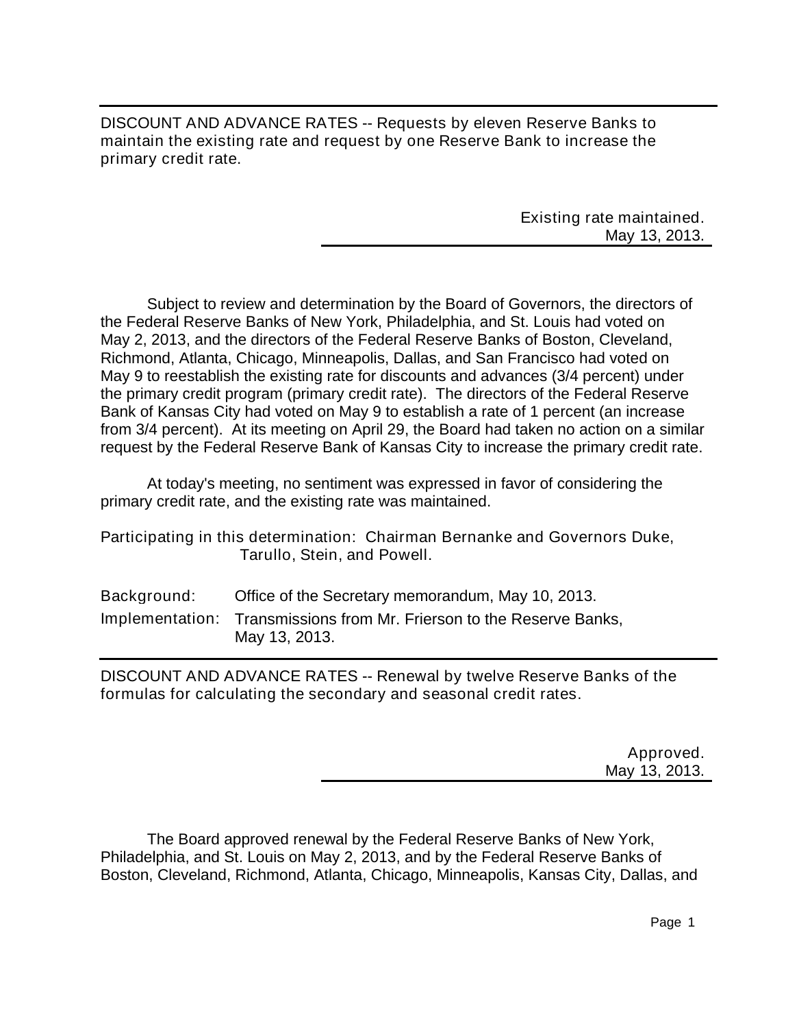---

DISCOUNT AND ADVANCE RATES -- Requests by eleven Reserve Banks to maintain the existing rate and request by one Reserve Bank to increase the primary credit rate.

Existing rate maintained.
May 13, 2013.

---

Subject to review and determination by the Board of Governors, the directors of the Federal Reserve Banks of New York, Philadelphia, and St. Louis had voted on May 2, 2013, and the directors of the Federal Reserve Banks of Boston, Cleveland, Richmond, Atlanta, Chicago, Minneapolis, Dallas, and San Francisco had voted on May 9 to reestablish the existing rate for discounts and advances (3/4 percent) under the primary credit program (primary credit rate). The directors of the Federal Reserve Bank of Kansas City had voted on May 9 to establish a rate of 1 percent (an increase from 3/4 percent). At its meeting on April 29, the Board had taken no action on a similar request by the Federal Reserve Bank of Kansas City to increase the primary credit rate.

At today's meeting, no sentiment was expressed in favor of considering the primary credit rate, and the existing rate was maintained.

Participating in this determination: Chairman Bernanke and Governors Duke, Tarullo, Stein, and Powell.

Background: Office of the Secretary memorandum, May 10, 2013.

Implementation: Transmissions from Mr. Frierson to the Reserve Banks, May 13, 2013.

---

DISCOUNT AND ADVANCE RATES -- Renewal by twelve Reserve Banks of the formulas for calculating the secondary and seasonal credit rates.

Approved.
May 13, 2013.

---

The Board approved renewal by the Federal Reserve Banks of New York, Philadelphia, and St. Louis on May 2, 2013, and by the Federal Reserve Banks of Boston, Cleveland, Richmond, Atlanta, Chicago, Minneapolis, Kansas City, Dallas, and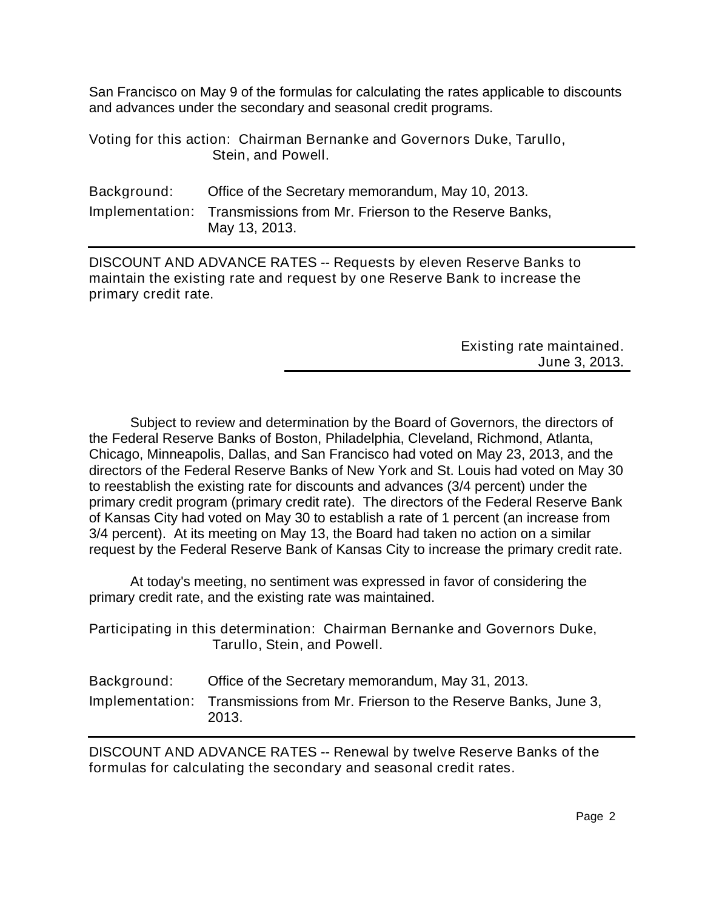San Francisco on May 9 of the formulas for calculating the rates applicable to discounts and advances under the secondary and seasonal credit programs.

Voting for this action: Chairman Bernanke and Governors Duke, Tarullo, Stein, and Powell.

Background: Office of the Secretary memorandum, May 10, 2013.

Implementation: Transmissions from Mr. Frierson to the Reserve Banks, May 13, 2013.

---

DISCOUNT AND ADVANCE RATES -- Requests by eleven Reserve Banks to maintain the existing rate and request by one Reserve Bank to increase the primary credit rate.

Existing rate maintained.
June 3, 2013.

Subject to review and determination by the Board of Governors, the directors of the Federal Reserve Banks of Boston, Philadelphia, Cleveland, Richmond, Atlanta, Chicago, Minneapolis, Dallas, and San Francisco had voted on May 23, 2013, and the directors of the Federal Reserve Banks of New York and St. Louis had voted on May 30 to reestablish the existing rate for discounts and advances (3/4 percent) under the primary credit program (primary credit rate). The directors of the Federal Reserve Bank of Kansas City had voted on May 30 to establish a rate of 1 percent (an increase from 3/4 percent). At its meeting on May 13, the Board had taken no action on a similar request by the Federal Reserve Bank of Kansas City to increase the primary credit rate.

At today's meeting, no sentiment was expressed in favor of considering the primary credit rate, and the existing rate was maintained.

Participating in this determination: Chairman Bernanke and Governors Duke, Tarullo, Stein, and Powell.

Background: Office of the Secretary memorandum, May 31, 2013.

Implementation: Transmissions from Mr. Frierson to the Reserve Banks, June 3, 2013.

---

DISCOUNT AND ADVANCE RATES -- Renewal by twelve Reserve Banks of the formulas for calculating the secondary and seasonal credit rates.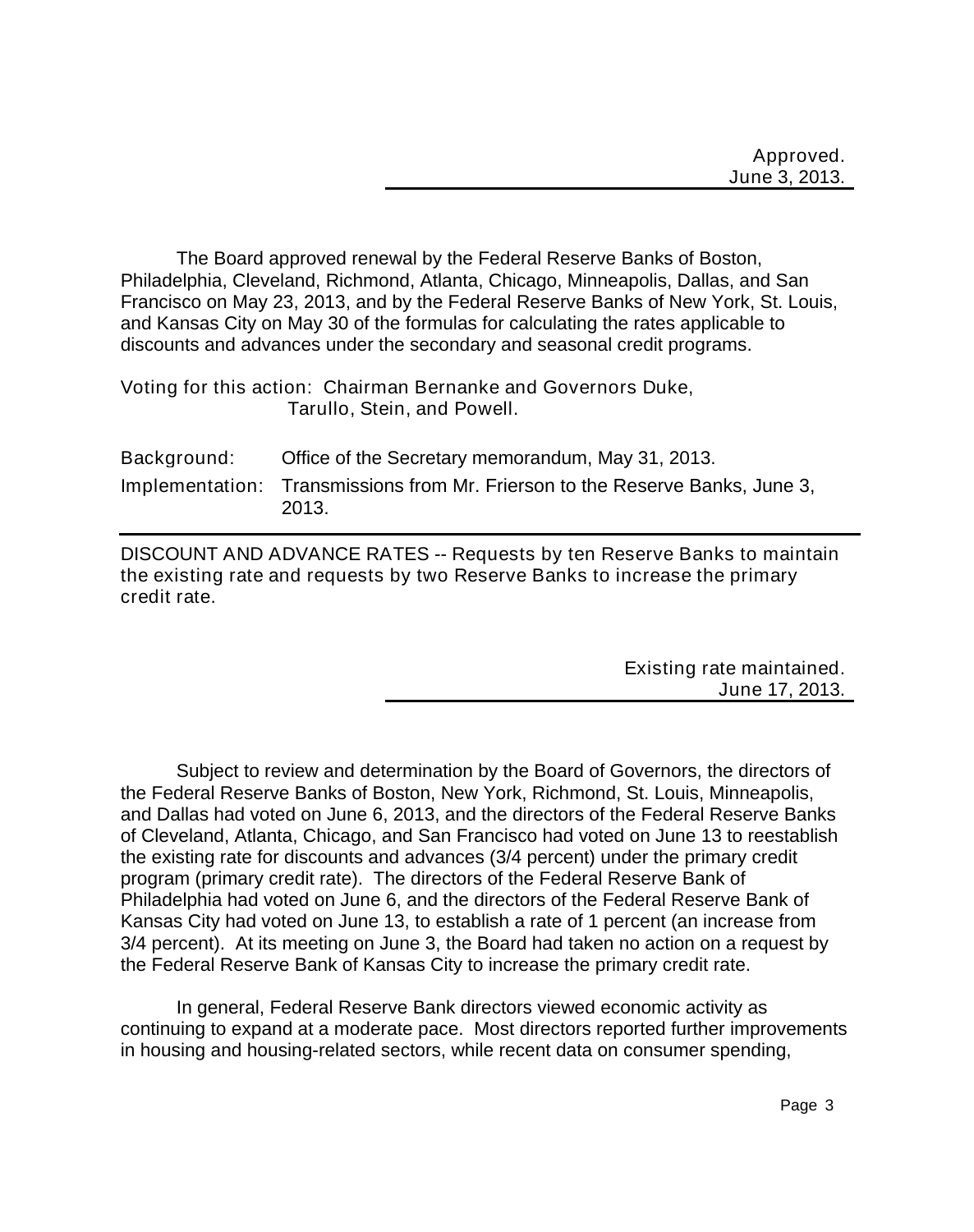Approved.
June 3, 2013.

---

The Board approved renewal by the Federal Reserve Banks of Boston, Philadelphia, Cleveland, Richmond, Atlanta, Chicago, Minneapolis, Dallas, and San Francisco on May 23, 2013, and by the Federal Reserve Banks of New York, St. Louis, and Kansas City on May 30 of the formulas for calculating the rates applicable to discounts and advances under the secondary and seasonal credit programs.

Voting for this action: Chairman Bernanke and Governors Duke, Tarullo, Stein, and Powell.

Background: Office of the Secretary memorandum, May 31, 2013.

Implementation: Transmissions from Mr. Frierson to the Reserve Banks, June 3, 2013.

---

DISCOUNT AND ADVANCE RATES -- Requests by ten Reserve Banks to maintain the existing rate and requests by two Reserve Banks to increase the primary credit rate.

Existing rate maintained.
June 17, 2013.

---

Subject to review and determination by the Board of Governors, the directors of the Federal Reserve Banks of Boston, New York, Richmond, St. Louis, Minneapolis, and Dallas had voted on June 6, 2013, and the directors of the Federal Reserve Banks of Cleveland, Atlanta, Chicago, and San Francisco had voted on June 13 to reestablish the existing rate for discounts and advances (3/4 percent) under the primary credit program (primary credit rate). The directors of the Federal Reserve Bank of Philadelphia had voted on June 6, and the directors of the Federal Reserve Bank of Kansas City had voted on June 13, to establish a rate of 1 percent (an increase from 3/4 percent). At its meeting on June 3, the Board had taken no action on a request by the Federal Reserve Bank of Kansas City to increase the primary credit rate.

In general, Federal Reserve Bank directors viewed economic activity as continuing to expand at a moderate pace. Most directors reported further improvements in housing and housing-related sectors, while recent data on consumer spending,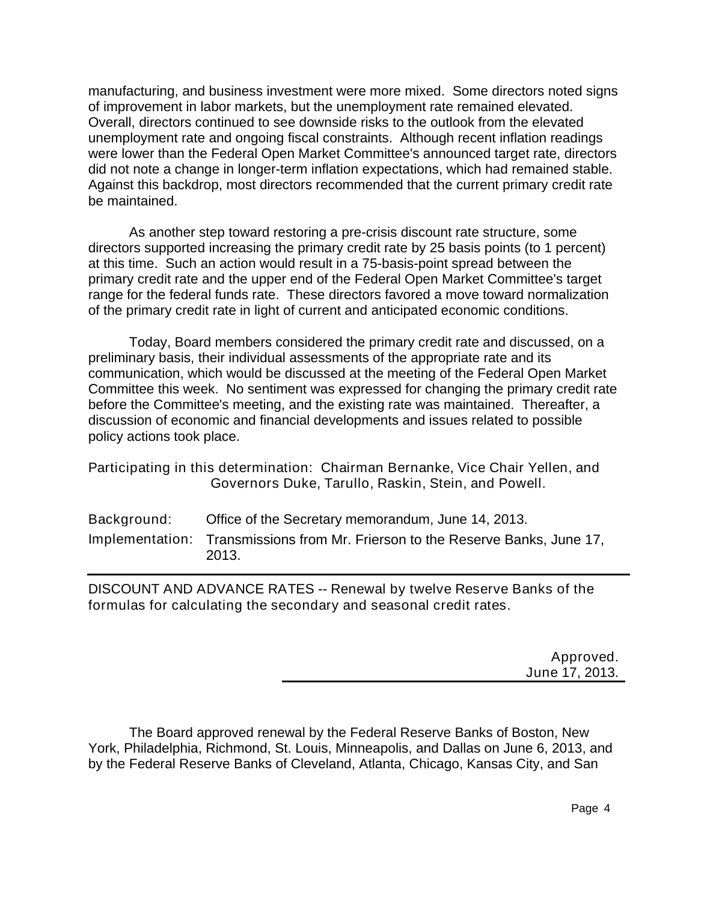manufacturing, and business investment were more mixed. Some directors noted signs of improvement in labor markets, but the unemployment rate remained elevated. Overall, directors continued to see downside risks to the outlook from the elevated unemployment rate and ongoing fiscal constraints. Although recent inflation readings were lower than the Federal Open Market Committee's announced target rate, directors did not note a change in longer-term inflation expectations, which had remained stable. Against this backdrop, most directors recommended that the current primary credit rate be maintained.

As another step toward restoring a pre-crisis discount rate structure, some directors supported increasing the primary credit rate by 25 basis points (to 1 percent) at this time. Such an action would result in a 75-basis-point spread between the primary credit rate and the upper end of the Federal Open Market Committee's target range for the federal funds rate. These directors favored a move toward normalization of the primary credit rate in light of current and anticipated economic conditions.

Today, Board members considered the primary credit rate and discussed, on a preliminary basis, their individual assessments of the appropriate rate and its communication, which would be discussed at the meeting of the Federal Open Market Committee this week. No sentiment was expressed for changing the primary credit rate before the Committee's meeting, and the existing rate was maintained. Thereafter, a discussion of economic and financial developments and issues related to possible policy actions took place.

Participating in this determination: Chairman Bernanke, Vice Chair Yellen, and Governors Duke, Tarullo, Raskin, Stein, and Powell.

Background: Office of the Secretary memorandum, June 14, 2013.

Implementation: Transmissions from Mr. Frierson to the Reserve Banks, June 17, 2013.

---

DISCOUNT AND ADVANCE RATES -- Renewal by twelve Reserve Banks of the formulas for calculating the secondary and seasonal credit rates.

Approved.
June 17, 2013.

---

The Board approved renewal by the Federal Reserve Banks of Boston, New York, Philadelphia, Richmond, St. Louis, Minneapolis, and Dallas on June 6, 2013, and by the Federal Reserve Banks of Cleveland, Atlanta, Chicago, Kansas City, and San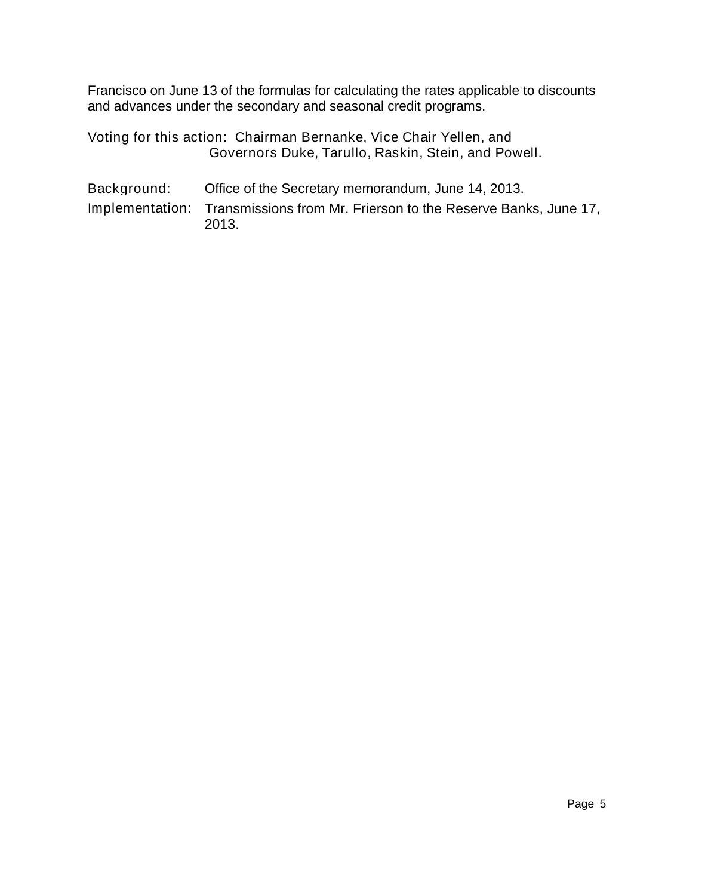Francisco on June 13 of the formulas for calculating the rates applicable to discounts and advances under the secondary and seasonal credit programs.

Voting for this action: Chairman Bernanke, Vice Chair Yellen, and Governors Duke, Tarullo, Raskin, Stein, and Powell.

Background: Office of the Secretary memorandum, June 14, 2013.

Implementation: Transmissions from Mr. Frierson to the Reserve Banks, June 17, 2013.